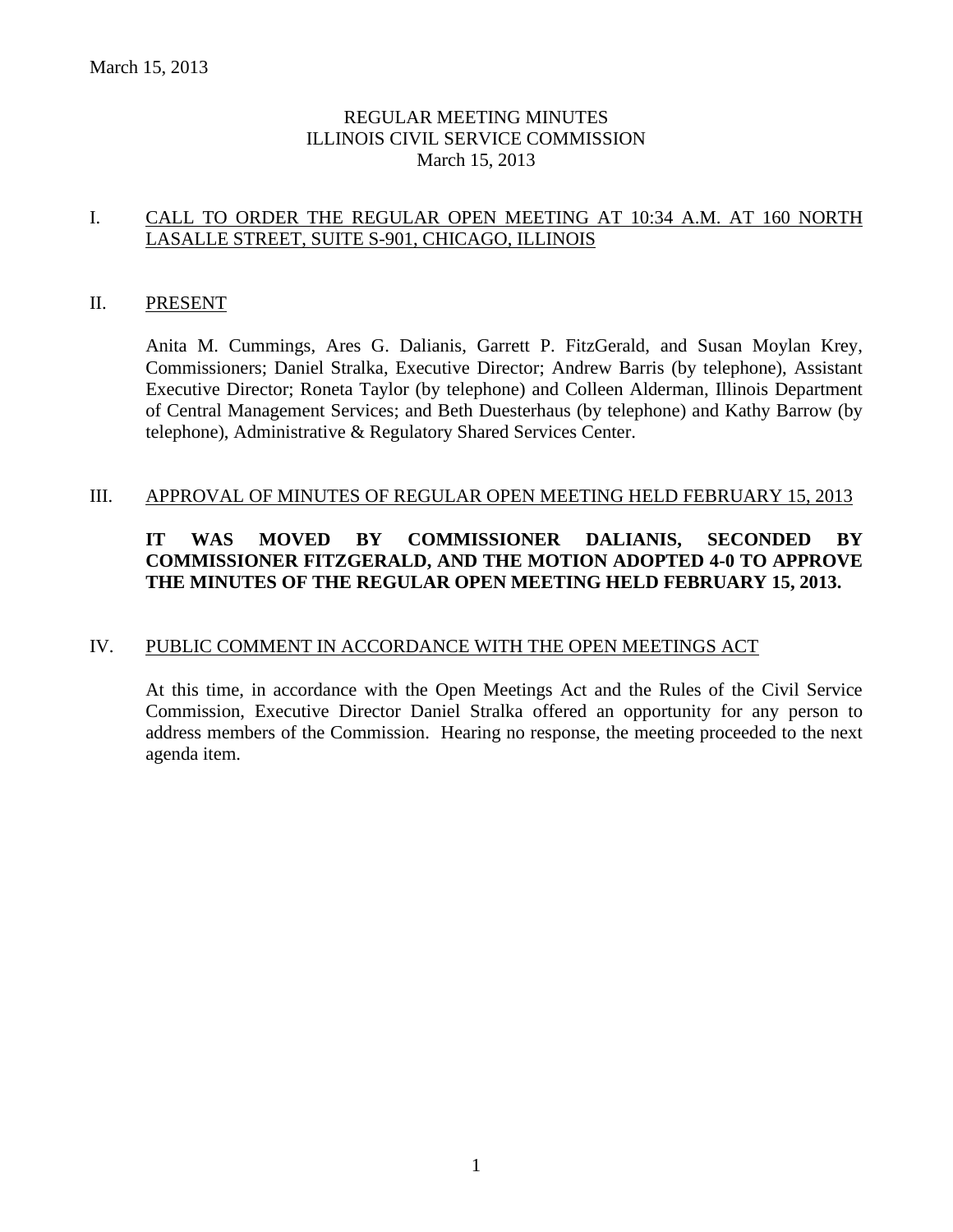# REGULAR MEETING MINUTES
# ILLINOIS CIVIL SERVICE COMMISSION
# March 15, 2013

## I. CALL TO ORDER THE REGULAR OPEN MEETING AT 10:34 A.M. AT 160 NORTH LASALLE STREET, SUITE S-901, CHICAGO, ILLINOIS

## II. PRESENT

Anita M. Cummings, Ares G. Dalianis, Garrett P. FitzGerald, and Susan Moylan Krey, Commissioners; Daniel Stralka, Executive Director; Andrew Barris (by telephone), Assistant Executive Director; Roneta Taylor (by telephone) and Colleen Alderman, Illinois Department of Central Management Services; and Beth Duesterhaus (by telephone) and Kathy Barrow (by telephone), Administrative & Regulatory Shared Services Center.

## III. APPROVAL OF MINUTES OF REGULAR OPEN MEETING HELD FEBRUARY 15, 2013

**IT WAS MOVED BY COMMISSIONER DALIANIS, SECONDED BY COMMISSIONER FITZGERALD, AND THE MOTION ADOPTED 4-0 TO APPROVE THE MINUTES OF THE REGULAR OPEN MEETING HELD FEBRUARY 15, 2013.**

## IV. PUBLIC COMMENT IN ACCORDANCE WITH THE OPEN MEETINGS ACT

At this time, in accordance with the Open Meetings Act and the Rules of the Civil Service Commission, Executive Director Daniel Stralka offered an opportunity for any person to address members of the Commission. Hearing no response, the meeting proceeded to the next agenda item.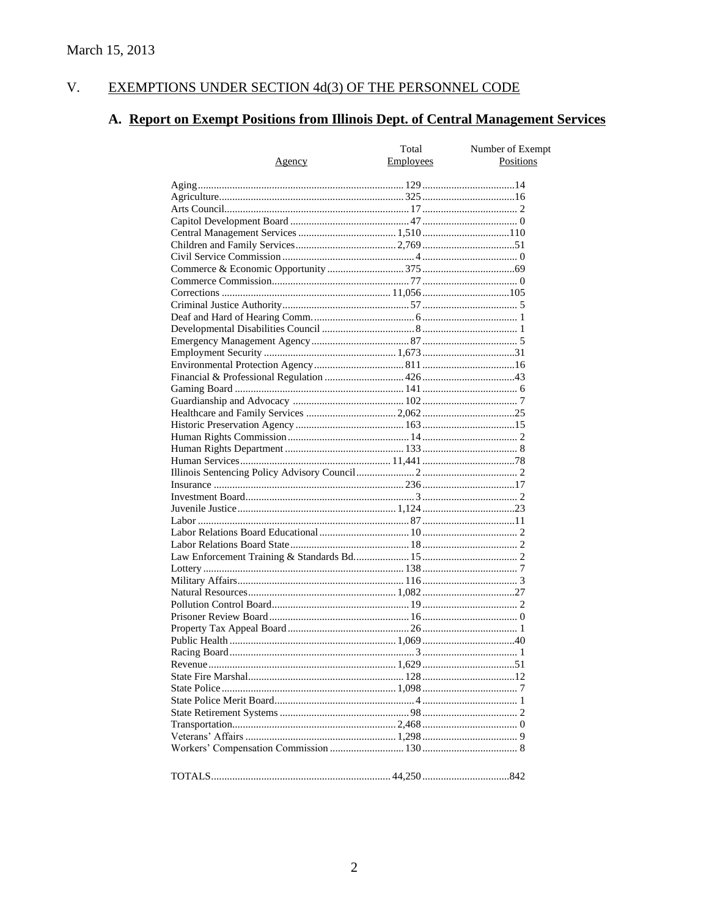March 15, 2013

## V. EXEMPTIONS UNDER SECTION 4d(3) OF THE PERSONNEL CODE

### A. Report on Exempt Positions from Illinois Dept. of Central Management Services

| Agency | Total Employees | Number of Exempt Positions |
|---|---|---|
| Aging | 129 | 14 |
| Agriculture | 325 | 16 |
| Arts Council | 17 | 2 |
| Capitol Development Board | 47 | 0 |
| Central Management Services | 1,510 | 110 |
| Children and Family Services | 2,769 | 51 |
| Civil Service Commission | 4 | 0 |
| Commerce & Economic Opportunity | 375 | 69 |
| Commerce Commission | 77 | 0 |
| Corrections | 11,056 | 105 |
| Criminal Justice Authority | 57 | 5 |
| Deaf and Hard of Hearing Comm. | 6 | 1 |
| Developmental Disabilities Council | 8 | 1 |
| Emergency Management Agency | 87 | 5 |
| Employment Security | 1,673 | 31 |
| Environmental Protection Agency | 811 | 16 |
| Financial & Professional Regulation | 426 | 43 |
| Gaming Board | 141 | 6 |
| Guardianship and Advocacy | 102 | 7 |
| Healthcare and Family Services | 2,062 | 25 |
| Historic Preservation Agency | 163 | 15 |
| Human Rights Commission | 14 | 2 |
| Human Rights Department | 133 | 8 |
| Human Services | 11,441 | 78 |
| Illinois Sentencing Policy Advisory Council | 2 | 2 |
| Insurance | 236 | 17 |
| Investment Board | 3 | 2 |
| Juvenile Justice | 1,124 | 23 |
| Labor | 87 | 11 |
| Labor Relations Board Educational | 10 | 2 |
| Labor Relations Board State | 18 | 2 |
| Law Enforcement Training & Standards Bd. | 15 | 2 |
| Lottery | 138 | 7 |
| Military Affairs | 116 | 3 |
| Natural Resources | 1,082 | 27 |
| Pollution Control Board | 19 | 2 |
| Prisoner Review Board | 16 | 0 |
| Property Tax Appeal Board | 26 | 1 |
| Public Health | 1,069 | 40 |
| Racing Board | 3 | 1 |
| Revenue | 1,629 | 51 |
| State Fire Marshal | 128 | 12 |
| State Police | 1,098 | 7 |
| State Police Merit Board | 4 | 1 |
| State Retirement Systems | 98 | 2 |
| Transportation | 2,468 | 0 |
| Veterans' Affairs | 1,298 | 9 |
| Workers' Compensation Commission | 130 | 8 |
| TOTALS | 44,250 | 842 |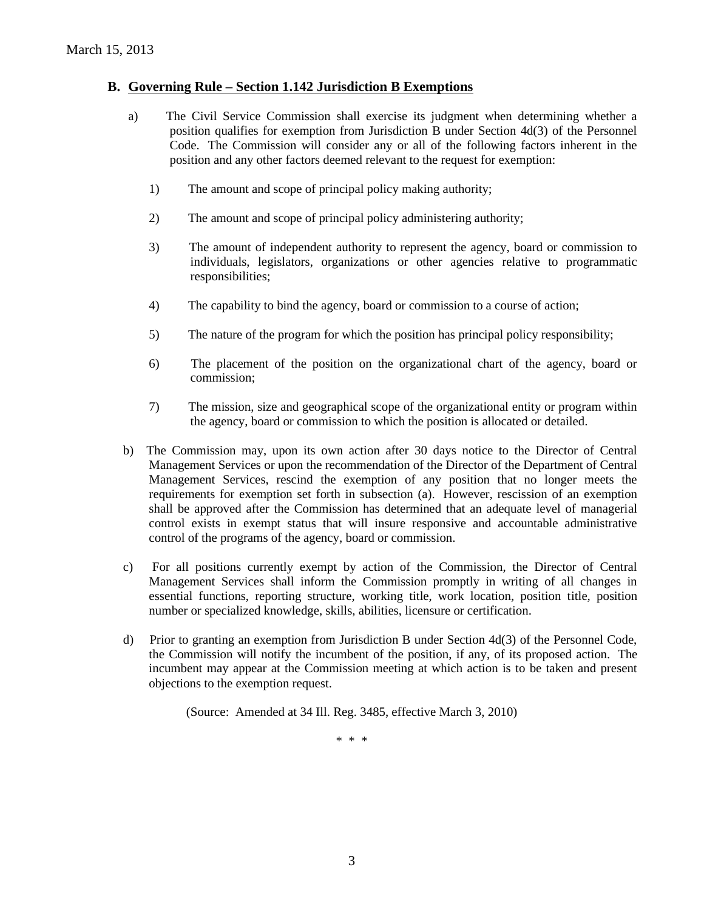## B. Governing Rule – Section 1.142 Jurisdiction B Exemptions

a) The Civil Service Commission shall exercise its judgment when determining whether a position qualifies for exemption from Jurisdiction B under Section 4d(3) of the Personnel Code. The Commission will consider any or all of the following factors inherent in the position and any other factors deemed relevant to the request for exemption:

1) The amount and scope of principal policy making authority;

2) The amount and scope of principal policy administering authority;

3) The amount of independent authority to represent the agency, board or commission to individuals, legislators, organizations or other agencies relative to programmatic responsibilities;

4) The capability to bind the agency, board or commission to a course of action;

5) The nature of the program for which the position has principal policy responsibility;

6) The placement of the position on the organizational chart of the agency, board or commission;

7) The mission, size and geographical scope of the organizational entity or program within the agency, board or commission to which the position is allocated or detailed.

b) The Commission may, upon its own action after 30 days notice to the Director of Central Management Services or upon the recommendation of the Director of the Department of Central Management Services, rescind the exemption of any position that no longer meets the requirements for exemption set forth in subsection (a). However, rescission of an exemption shall be approved after the Commission has determined that an adequate level of managerial control exists in exempt status that will insure responsive and accountable administrative control of the programs of the agency, board or commission.

c) For all positions currently exempt by action of the Commission, the Director of Central Management Services shall inform the Commission promptly in writing of all changes in essential functions, reporting structure, working title, work location, position title, position number or specialized knowledge, skills, abilities, licensure or certification.

d) Prior to granting an exemption from Jurisdiction B under Section 4d(3) of the Personnel Code, the Commission will notify the incumbent of the position, if any, of its proposed action. The incumbent may appear at the Commission meeting at which action is to be taken and present objections to the exemption request.

(Source: Amended at 34 Ill. Reg. 3485, effective March 3, 2010)

\* \* \*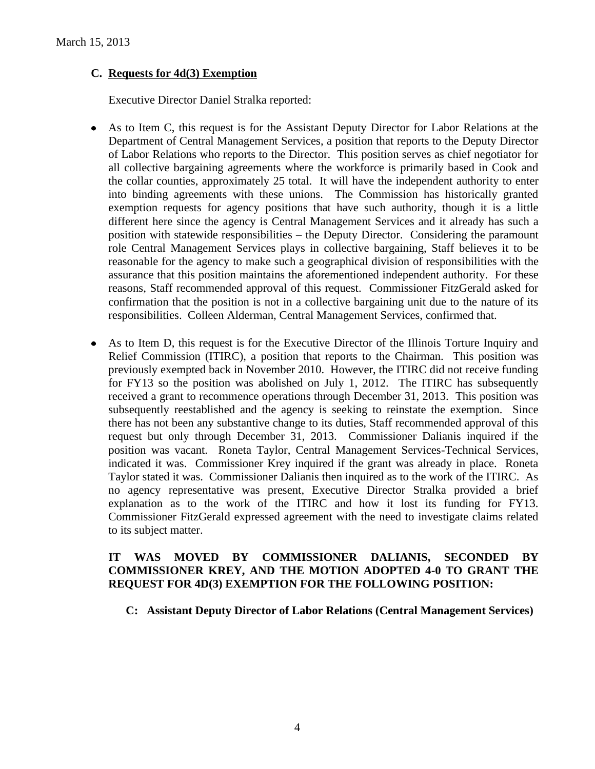March 15, 2013

### C. Requests for 4d(3) Exemption

Executive Director Daniel Stralka reported:

- As to Item C, this request is for the Assistant Deputy Director for Labor Relations at the Department of Central Management Services, a position that reports to the Deputy Director of Labor Relations who reports to the Director. This position serves as chief negotiator for all collective bargaining agreements where the workforce is primarily based in Cook and the collar counties, approximately 25 total. It will have the independent authority to enter into binding agreements with these unions. The Commission has historically granted exemption requests for agency positions that have such authority, though it is a little different here since the agency is Central Management Services and it already has such a position with statewide responsibilities – the Deputy Director. Considering the paramount role Central Management Services plays in collective bargaining, Staff believes it to be reasonable for the agency to make such a geographical division of responsibilities with the assurance that this position maintains the aforementioned independent authority. For these reasons, Staff recommended approval of this request. Commissioner FitzGerald asked for confirmation that the position is not in a collective bargaining unit due to the nature of its responsibilities. Colleen Alderman, Central Management Services, confirmed that.

- As to Item D, this request is for the Executive Director of the Illinois Torture Inquiry and Relief Commission (ITIRC), a position that reports to the Chairman. This position was previously exempted back in November 2010. However, the ITIRC did not receive funding for FY13 so the position was abolished on July 1, 2012. The ITIRC has subsequently received a grant to recommence operations through December 31, 2013. This position was subsequently reestablished and the agency is seeking to reinstate the exemption. Since there has not been any substantive change to its duties, Staff recommended approval of this request but only through December 31, 2013. Commissioner Dalianis inquired if the position was vacant. Roneta Taylor, Central Management Services-Technical Services, indicated it was. Commissioner Krey inquired if the grant was already in place. Roneta Taylor stated it was. Commissioner Dalianis then inquired as to the work of the ITIRC. As no agency representative was present, Executive Director Stralka provided a brief explanation as to the work of the ITIRC and how it lost its funding for FY13. Commissioner FitzGerald expressed agreement with the need to investigate claims related to its subject matter.

**IT WAS MOVED BY COMMISSIONER DALIANIS, SECONDED BY COMMISSIONER KREY, AND THE MOTION ADOPTED 4-0 TO GRANT THE REQUEST FOR 4D(3) EXEMPTION FOR THE FOLLOWING POSITION:**

**C: Assistant Deputy Director of Labor Relations (Central Management Services)**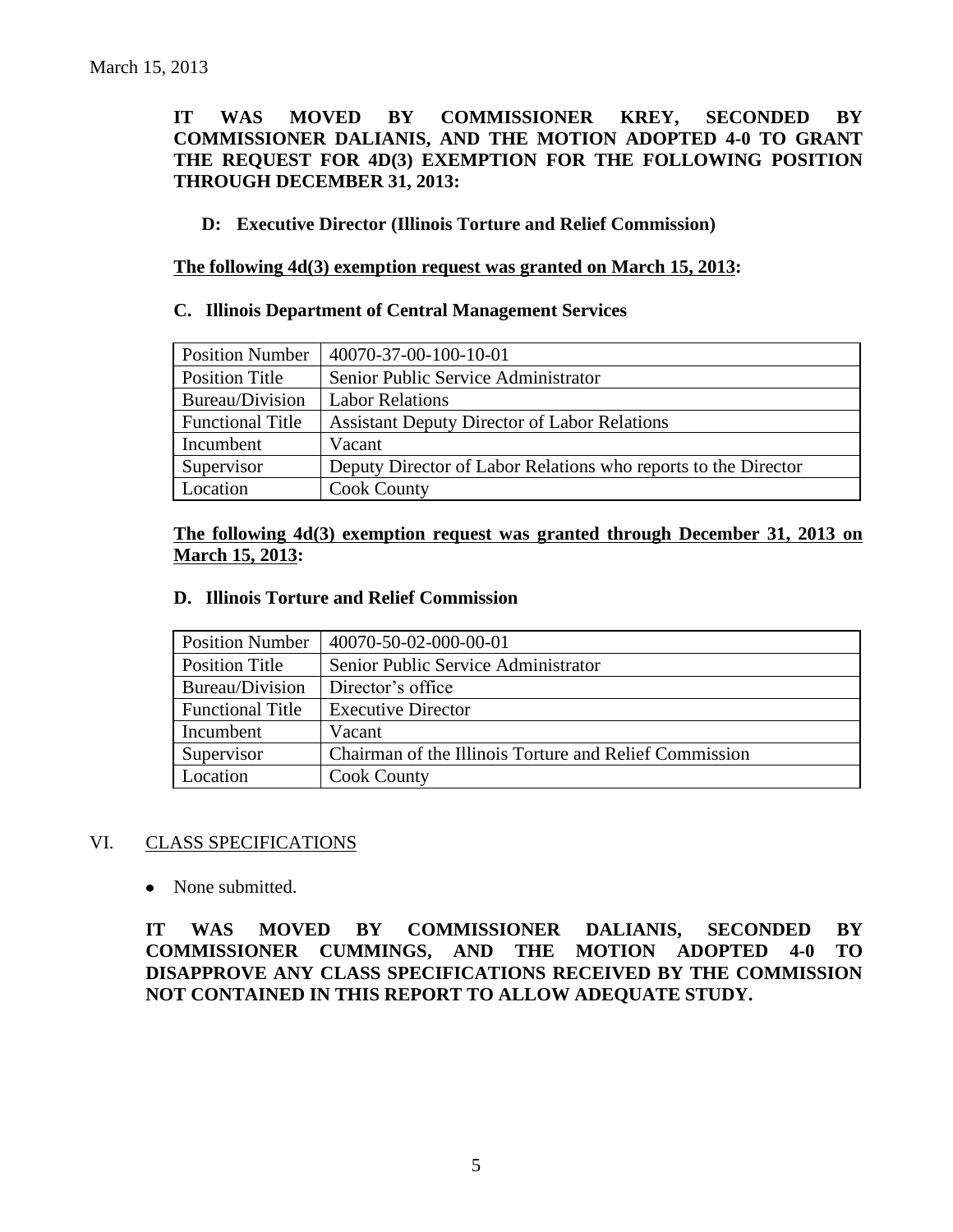**IT WAS MOVED BY COMMISSIONER KREY, SECONDED BY COMMISSIONER DALIANIS, AND THE MOTION ADOPTED 4-0 TO GRANT THE REQUEST FOR 4D(3) EXEMPTION FOR THE FOLLOWING POSITION THROUGH DECEMBER 31, 2013:**

**D: Executive Director (Illinois Torture and Relief Commission)**

**The following 4d(3) exemption request was granted on March 15, 2013:**

**C. Illinois Department of Central Management Services**

| Position Number | 40070-37-00-100-10-01 |
|---|---|
| Position Title | Senior Public Service Administrator |
| Bureau/Division | Labor Relations |
| Functional Title | Assistant Deputy Director of Labor Relations |
| Incumbent | Vacant |
| Supervisor | Deputy Director of Labor Relations who reports to the Director |
| Location | Cook County |

**The following 4d(3) exemption request was granted through December 31, 2013 on March 15, 2013:**

**D. Illinois Torture and Relief Commission**

| Position Number | 40070-50-02-000-00-01 |
|---|---|
| Position Title | Senior Public Service Administrator |
| Bureau/Division | Director's office |
| Functional Title | Executive Director |
| Incumbent | Vacant |
| Supervisor | Chairman of the Illinois Torture and Relief Commission |
| Location | Cook County |

## VI. CLASS SPECIFICATIONS

- None submitted.

**IT WAS MOVED BY COMMISSIONER DALIANIS, SECONDED BY COMMISSIONER CUMMINGS, AND THE MOTION ADOPTED 4-0 TO DISAPPROVE ANY CLASS SPECIFICATIONS RECEIVED BY THE COMMISSION NOT CONTAINED IN THIS REPORT TO ALLOW ADEQUATE STUDY.**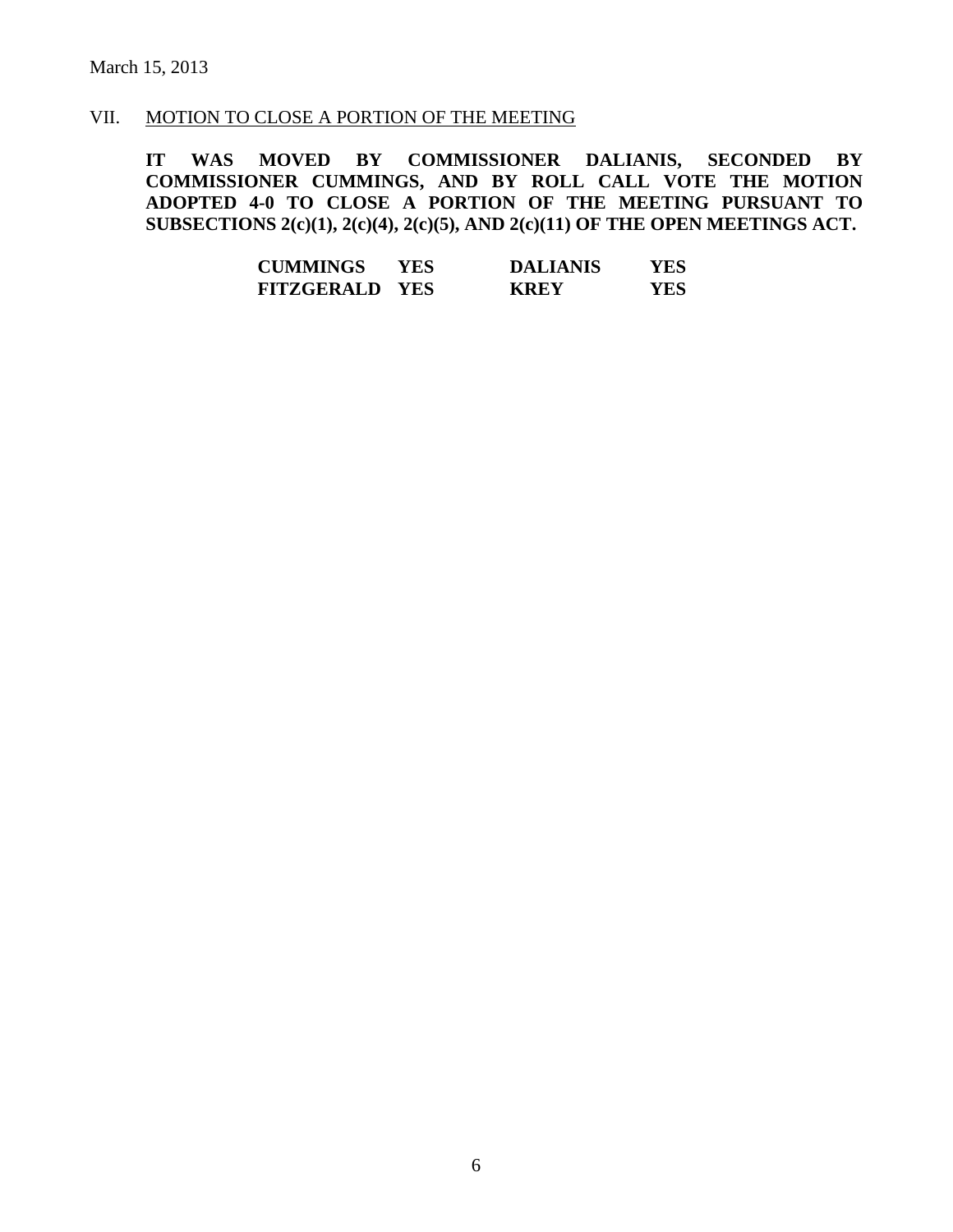March 15, 2013

## VII. MOTION TO CLOSE A PORTION OF THE MEETING

**IT WAS MOVED BY COMMISSIONER DALIANIS, SECONDED BY COMMISSIONER CUMMINGS, AND BY ROLL CALL VOTE THE MOTION ADOPTED 4-0 TO CLOSE A PORTION OF THE MEETING PURSUANT TO SUBSECTIONS 2(c)(1), 2(c)(4), 2(c)(5), AND 2(c)(11) OF THE OPEN MEETINGS ACT.**

| | | | |
|---|---|---|---|
| **CUMMINGS** | **YES** | **DALIANIS** | **YES** |
| **FITZGERALD** | **YES** | **KREY** | **YES** |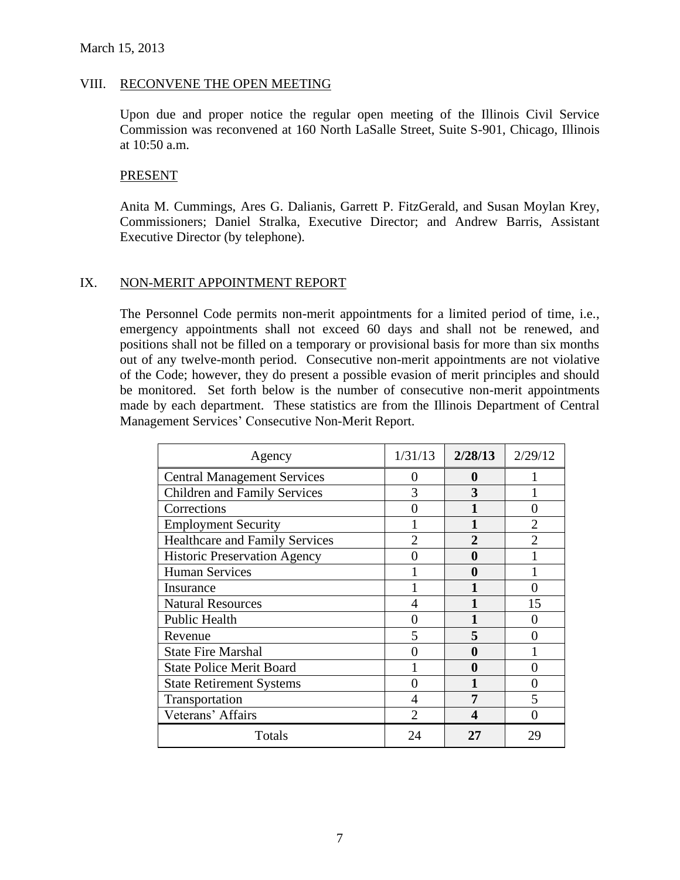March 15, 2013

## VIII. RECONVENE THE OPEN MEETING

Upon due and proper notice the regular open meeting of the Illinois Civil Service Commission was reconvened at 160 North LaSalle Street, Suite S-901, Chicago, Illinois at 10:50 a.m.

### PRESENT

Anita M. Cummings, Ares G. Dalianis, Garrett P. FitzGerald, and Susan Moylan Krey, Commissioners; Daniel Stralka, Executive Director; and Andrew Barris, Assistant Executive Director (by telephone).

## IX. NON-MERIT APPOINTMENT REPORT

The Personnel Code permits non-merit appointments for a limited period of time, i.e., emergency appointments shall not exceed 60 days and shall not be renewed, and positions shall not be filled on a temporary or provisional basis for more than six months out of any twelve-month period. Consecutive non-merit appointments are not violative of the Code; however, they do present a possible evasion of merit principles and should be monitored. Set forth below is the number of consecutive non-merit appointments made by each department. These statistics are from the Illinois Department of Central Management Services' Consecutive Non-Merit Report.

| Agency | 1/31/13 | **2/28/13** | 2/29/12 |
|---|---|---|---|
| Central Management Services | 0 | **0** | 1 |
| Children and Family Services | 3 | **3** | 1 |
| Corrections | 0 | **1** | 0 |
| Employment Security | 1 | **1** | 2 |
| Healthcare and Family Services | 2 | **2** | 2 |
| Historic Preservation Agency | 0 | **0** | 1 |
| Human Services | 1 | **0** | 1 |
| Insurance | 1 | **1** | 0 |
| Natural Resources | 4 | **1** | 15 |
| Public Health | 0 | **1** | 0 |
| Revenue | 5 | **5** | 0 |
| State Fire Marshal | 0 | **0** | 1 |
| State Police Merit Board | 1 | **0** | 0 |
| State Retirement Systems | 0 | **1** | 0 |
| Transportation | 4 | **7** | 5 |
| Veterans' Affairs | 2 | **4** | 0 |
| Totals | 24 | **27** | 29 |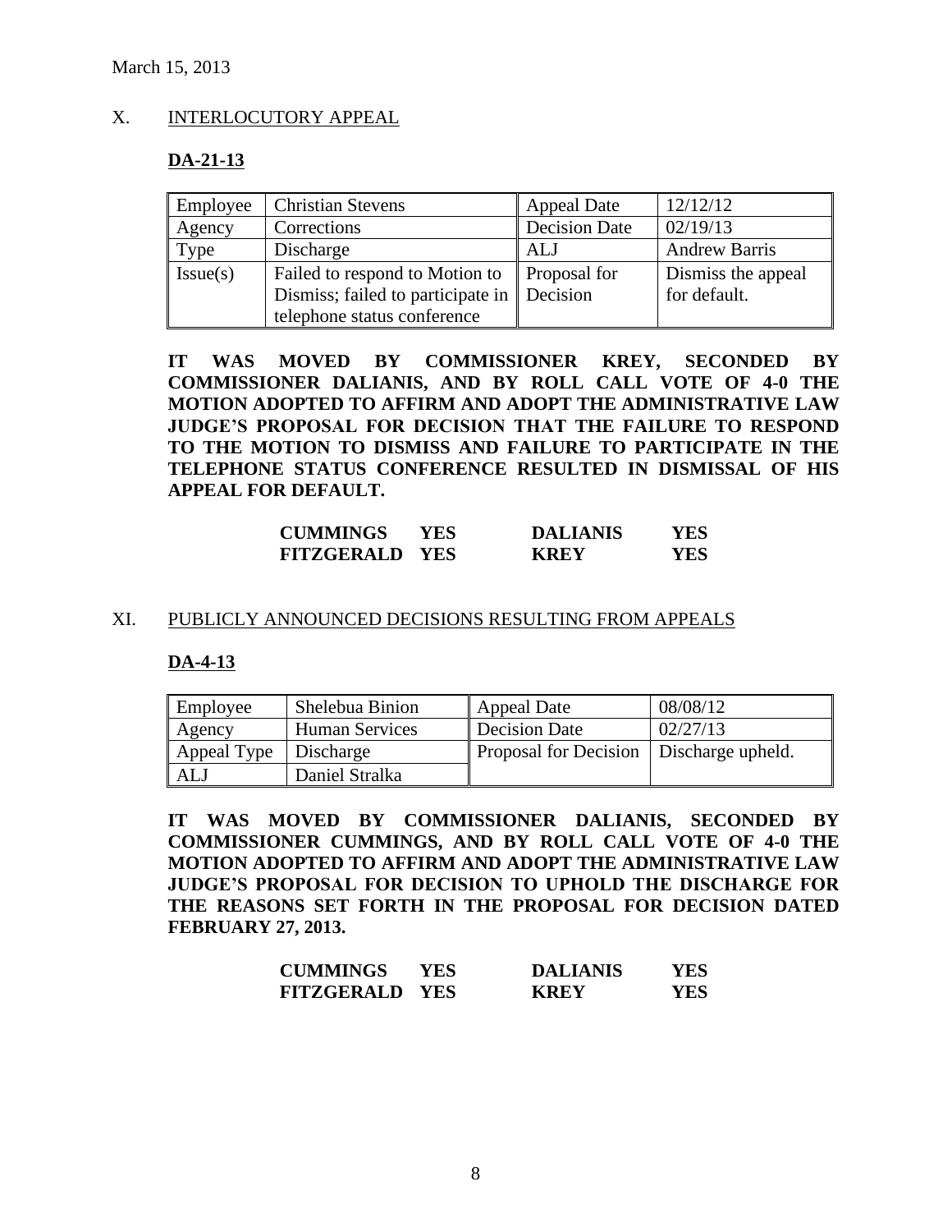March 15, 2013

X. INTERLOCUTORY APPEAL

**DA-21-13**

| Employee | Christian Stevens | Appeal Date | 12/12/12 |
|---|---|---|---|
| Agency | Corrections | Decision Date | 02/19/13 |
| Type | Discharge | ALJ | Andrew Barris |
| Issue(s) | Failed to respond to Motion to Dismiss; failed to participate in telephone status conference | Proposal for Decision | Dismiss the appeal for default. |

**IT WAS MOVED BY COMMISSIONER KREY, SECONDED BY COMMISSIONER DALIANIS, AND BY ROLL CALL VOTE OF 4-0 THE MOTION ADOPTED TO AFFIRM AND ADOPT THE ADMINISTRATIVE LAW JUDGE'S PROPOSAL FOR DECISION THAT THE FAILURE TO RESPOND TO THE MOTION TO DISMISS AND FAILURE TO PARTICIPATE IN THE TELEPHONE STATUS CONFERENCE RESULTED IN DISMISSAL OF HIS APPEAL FOR DEFAULT.**

| | | | |
|---|---|---|---|
| **CUMMINGS** | **YES** | **DALIANIS** | **YES** |
| **FITZGERALD** | **YES** | **KREY** | **YES** |

XI. PUBLICLY ANNOUNCED DECISIONS RESULTING FROM APPEALS

**DA-4-13**

| Employee | Shelebua Binion | Appeal Date | 08/08/12 |
|---|---|---|---|
| Agency | Human Services | Decision Date | 02/27/13 |
| Appeal Type | Discharge | Proposal for Decision | Discharge upheld. |
| ALJ | Daniel Stralka | | |

**IT WAS MOVED BY COMMISSIONER DALIANIS, SECONDED BY COMMISSIONER CUMMINGS, AND BY ROLL CALL VOTE OF 4-0 THE MOTION ADOPTED TO AFFIRM AND ADOPT THE ADMINISTRATIVE LAW JUDGE'S PROPOSAL FOR DECISION TO UPHOLD THE DISCHARGE FOR THE REASONS SET FORTH IN THE PROPOSAL FOR DECISION DATED FEBRUARY 27, 2013.**

| | | | |
|---|---|---|---|
| **CUMMINGS** | **YES** | **DALIANIS** | **YES** |
| **FITZGERALD** | **YES** | **KREY** | **YES** |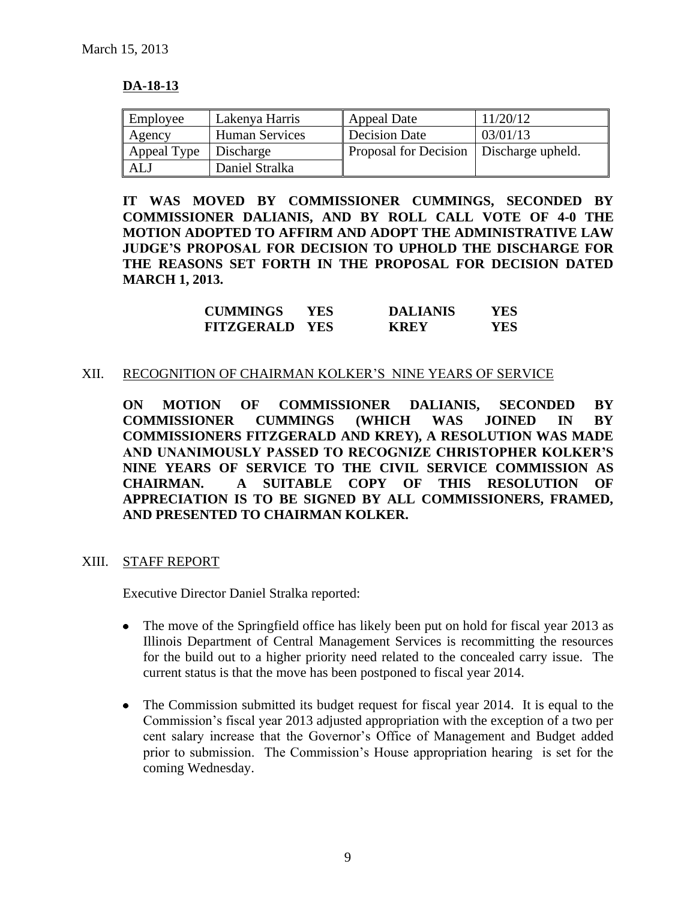March 15, 2013

**DA-18-13**

| Employee | Lakenya Harris | Appeal Date | 11/20/12 |
|---|---|---|---|
| Agency | Human Services | Decision Date | 03/01/13 |
| Appeal Type | Discharge | Proposal for Decision | Discharge upheld. |
| ALJ | Daniel Stralka | | |

**IT WAS MOVED BY COMMISSIONER CUMMINGS, SECONDED BY COMMISSIONER DALIANIS, AND BY ROLL CALL VOTE OF 4-0 THE MOTION ADOPTED TO AFFIRM AND ADOPT THE ADMINISTRATIVE LAW JUDGE'S PROPOSAL FOR DECISION TO UPHOLD THE DISCHARGE FOR THE REASONS SET FORTH IN THE PROPOSAL FOR DECISION DATED MARCH 1, 2013.**

| | | | |
|---|---|---|---|
| **CUMMINGS** | **YES** | **DALIANIS** | **YES** |
| **FITZGERALD** | **YES** | **KREY** | **YES** |

XII. RECOGNITION OF CHAIRMAN KOLKER'S NINE YEARS OF SERVICE

**ON MOTION OF COMMISSIONER DALIANIS, SECONDED BY COMMISSIONER CUMMINGS (WHICH WAS JOINED IN BY COMMISSIONERS FITZGERALD AND KREY), A RESOLUTION WAS MADE AND UNANIMOUSLY PASSED TO RECOGNIZE CHRISTOPHER KOLKER'S NINE YEARS OF SERVICE TO THE CIVIL SERVICE COMMISSION AS CHAIRMAN. A SUITABLE COPY OF THIS RESOLUTION OF APPRECIATION IS TO BE SIGNED BY ALL COMMISSIONERS, FRAMED, AND PRESENTED TO CHAIRMAN KOLKER.**

XIII. STAFF REPORT

Executive Director Daniel Stralka reported:

- The move of the Springfield office has likely been put on hold for fiscal year 2013 as Illinois Department of Central Management Services is recommitting the resources for the build out to a higher priority need related to the concealed carry issue. The current status is that the move has been postponed to fiscal year 2014.
- The Commission submitted its budget request for fiscal year 2014. It is equal to the Commission's fiscal year 2013 adjusted appropriation with the exception of a two per cent salary increase that the Governor's Office of Management and Budget added prior to submission. The Commission's House appropriation hearing is set for the coming Wednesday.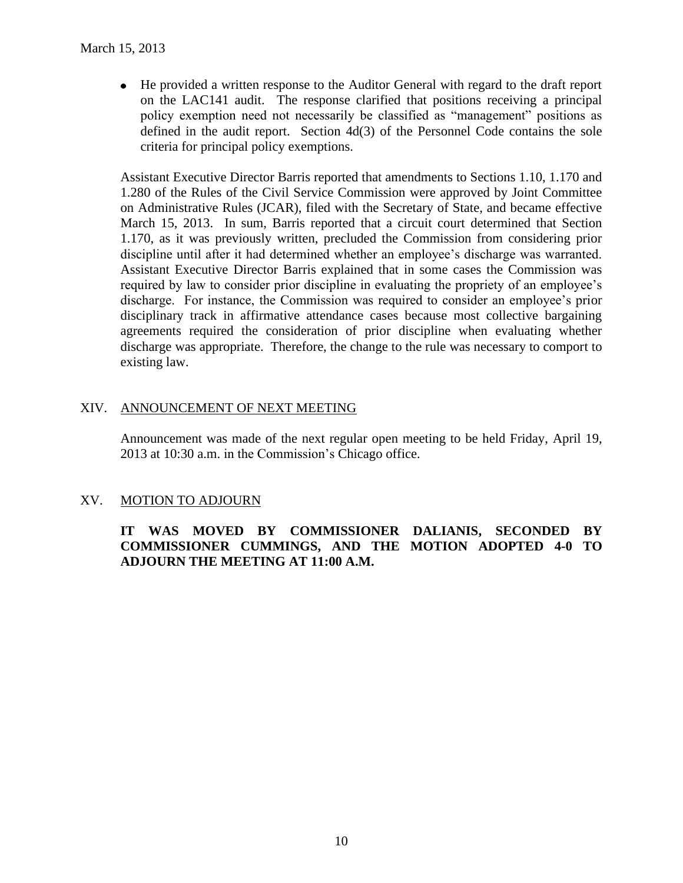- He provided a written response to the Auditor General with regard to the draft report on the LAC141 audit. The response clarified that positions receiving a principal policy exemption need not necessarily be classified as "management" positions as defined in the audit report. Section 4d(3) of the Personnel Code contains the sole criteria for principal policy exemptions.

Assistant Executive Director Barris reported that amendments to Sections 1.10, 1.170 and 1.280 of the Rules of the Civil Service Commission were approved by Joint Committee on Administrative Rules (JCAR), filed with the Secretary of State, and became effective March 15, 2013. In sum, Barris reported that a circuit court determined that Section 1.170, as it was previously written, precluded the Commission from considering prior discipline until after it had determined whether an employee's discharge was warranted. Assistant Executive Director Barris explained that in some cases the Commission was required by law to consider prior discipline in evaluating the propriety of an employee's discharge. For instance, the Commission was required to consider an employee's prior disciplinary track in affirmative attendance cases because most collective bargaining agreements required the consideration of prior discipline when evaluating whether discharge was appropriate. Therefore, the change to the rule was necessary to comport to existing law.

## XIV. ANNOUNCEMENT OF NEXT MEETING

Announcement was made of the next regular open meeting to be held Friday, April 19, 2013 at 10:30 a.m. in the Commission's Chicago office.

## XV. MOTION TO ADJOURN

**IT WAS MOVED BY COMMISSIONER DALIANIS, SECONDED BY COMMISSIONER CUMMINGS, AND THE MOTION ADOPTED 4-0 TO ADJOURN THE MEETING AT 11:00 A.M.**